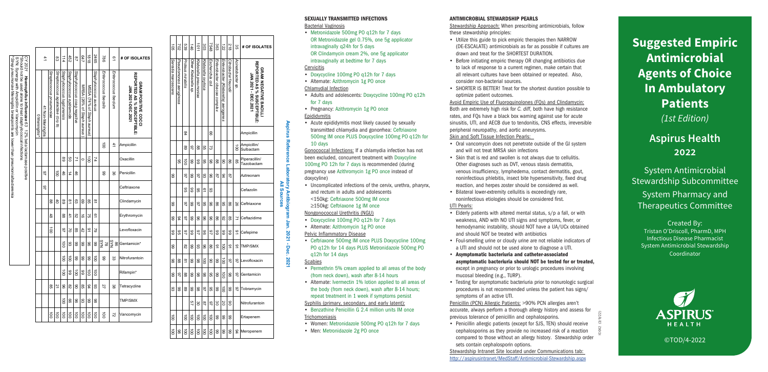## Aspirus Reference Laboratory Antibiogram Jan. 2021 - Dec. 2021 All Sources

| # OF ISOLATES | GRAM POSITIVE COCCI REPORTED AS % SUSCEPTIBLE: JAN 2021 - DEC 2021 | Ampicillin | Oxacillin | Penicillin | Ceftriaxone | Clindamycin | Erythromycin | Levofloxacin | Gentamicin* | Nitrofurantoin | Rifampin* | Tetracycline | TMP/SMX | Vancomycin |
|---|---|---|---|---|---|---|---|---|---|---|---|---|---|---|
| 61 | *Enterococcus faecium* | 41 | | 36 | | | | | 86 SYN | 33 | | 38 | | 72 |
| 786 | *Enterococcus faecalis* | 100 | | 99 | | | | | 78 SYN | 99 | | 27 | | 100 |
| 2465 | *Staphylococcus aureus* | | 74 | | | 81 | 61 | 79 | 99 | 99 | 100 | 93 | 99 | 100 |
| 1818 | MSSA (74% of *Staph aureus*) | | 100 | | | 85 | 75 | 91 | 99 | 100 | 100 | 94 | 99 | 100 |
| 647 | MRSA (26% of *Staph aureus*) | | 0 | | | 69 | 16 | 42 | 96 | 99 | 99 | 85 | 98 | 100 |
| 87 | *Staphylococcus coag negative* | | 71 | 46 | | 63 | 52 | 85 | 99 | 99 | 100 | 93 | 96 | 100 |
| 452 | *Staphylococcus epidermidis* | | 14 | | | 81 | 41 | 70 | 100 | 100 | 99 | 82 | 66 | 100 |
| 114 | *Staphylococcus lugdunensis* | | 89 | 50 | | 89 | 88 | 97 | 100 | 100 | 100 | 96 | 100 | 100 |
| 83 | *Streptococcus agalactiae (Grp B)* | | | 100 | | 60 | 48 | 100 | | | | 21 | | 100 |
| 41 | *Streptococcus pneumoniae* 41 Non-Meningitis | | | 97 | 97 | | | | | | | 85 | | 100 |
| | 0 Meningitis^ | | | | | | | | | | | | | |

CY 2021: ***Haemophilus influenzae*** 63. 12% beta lactamase positive
*Should not be used alone to treat staphylococcal infections
SYN: Synergy with Ampicillin or Vancomycin
^*Strep pneumoniae* Meningitis breakpoints are lower than pneumonia/bacteremia

| # OF ISOLATES | GRAM NEGATIVE BACILLI REPORTED AS % SUSCEPTIBLE: JAN 2021 - DEC 2021 | Ampicillin | Ampicillin/ Sulbactam | Piperacillin/ Tazobactam | Aztreonam | Cefazolin | Ceftriaxone | Ceftazidime | Cefepime | TMP/SMX | Levofloxacin | Gentamicin | Tobramycin | Nitrofurantoin | Ertapenem | Meropenem |
|---|---|---|---|---|---|---|---|---|---|---|---|---|---|---|---|---|
| 35 | *Acinetobacter sp.* | | 100 | 86 | | | 26 | 71 | 91 | 91 | 97 | 97 | 97 | | | 94 |
| 218 | *Citrobacter freundii* | | | 88 | 87 | | 88 | 85 | 99 | 91 | 97 | 98 | 99 | 90 | 99 | 99 |
| 122 | *Enterobacter (Klebsiella) aerogenes* | | | 90 | 94 | | 95 | 92 | 99 | 100 | 100 | 100 | 100 | 20 | 99 | 99 |
| 363 | *Enterobacter cloacae complex* | | | 88 | 87 | | 86 | 86 | 99 | 91 | 99 | 99 | 99 | 30 | 96 | 99 |
| 7548 | *Escherichia coli* | 66 | 73 | 98 | 96 | 93 | 96 | 96 | 97 | 86 | 90 | 95 | 95 | 97 | 100 | 100 |
| 303 | *Klebsiella oxytoca* | | 55 | 96 | 93 | 61 | 96 | 96 | 96 | 95 | 100 | 98 | 98 | 87 | 100 | 100 |
| 1011 | *Klebsiella pneumoniae* | | 88 | 96 | 97 | 95 | 96 | 96 | 97 | 93 | 98 | 98 | 98 | 30 | 100 | 100 |
| 146 | *Other Klebsiella sp.* | | 97 | 99 | 99 | 99 | 99 | 99 | 99 | 99 | 99 | 99 | 99 | 57 | 100 | 100 |
| 539 | *Proteus mirabilis* | 84 | 89 | 100 | 97 | 95 | 97 | 97 | 97 | 82 | 81 | 88 | 89 | | 100 | 100 |
| 702 | *Pseudomonas aeruginosa* | | | 95 | | | | 94 | 95 | | 88 | 97 | 99 | | | 96 |
| 106 | *Serratia marcescens* | | | | 99 | | 99 | 99 | 99 | 99 | 98 | 99 | 93 | | 100 | 100 |

## SEXUALLY TRANSMITTED INFECTIONS

Bacterial Vaginosis

- Metronidazole 500mg PO q12h for 7 days
  OR Metronidazole gel 0.75%, one 5g applicator intravaginally q24h for 5 days
  OR Clindamycin cream 2%, one 5g applicator intravaginally at bedtime for 7 days

Cervicitis

- Doxycycline 100mg PO q12h for 7 days
- Alternate: Azithromycin 1g PO once

Chlamydial Infection

- Adults and adolescents: Doxycycline 100mg PO q12h for 7 days
- Pregnancy: Azithromycin 1g PO once

Epididymitis

- Acute epididymitis most likely caused by sexually transmitted chlamydia and gonorrhea: Ceftriaxone 500mg IM once PLUS Doxycycline 100mg PO q12h for 10 days

Gonococcal Infections: If a chlamydia infection has not been excluded, concurrent treatment with Doxycyline 100mg PO 12h for 7 days is recommended (during pregnancy use Azithromycin 1g PO once instead of doxycyline)

- Uncomplicated infections of the cervix, urethra, pharynx, and rectum in adults and adolescents
  <150kg: Ceftriaxone 500mg IM once
  ≥150kg: Ceftriaxone 1g IM once

Nongonococcal Urethritis (NGU)

- Doxycycline 100mg PO q12h for 7 days
- Alternate: Azithromycin 1g PO once

Pelvic Inflammatory Disease

- Ceftriaxone 500mg IM once PLUS Doxycycline 100mg PO q12h for 14 days PLUS Metronidazole 500mg PO q12h for 14 days

Scabies

- Permethrin 5% cream applied to all areas of the body (from neck down), wash after 8-14 hours
- Alternate: Ivermectin 1% lotion applied to all areas of the body (from neck down), wash after 8-14 hours; repeat treatment in 1 week if symptoms persist

Syphilis (primary, secondary, and early latent):

- Benzathine Penicillin G 2.4 million units IM once

Trichomoniasis

- Women: Metronidazole 500mg PO q12h for 7 days
- Men: Metronidazole 2g PO once

## ANTIMICROBIAL STEWARDSHIP PEARLS

Stewardship Approach: When prescribing antimicrobials, follow these stewardship principles:

- Utilize this guide to pick empiric therapies then NARROW (DE-ESCALATE) antimicrobials as far as possible if cultures are drawn and treat for the SHORTEST DURATION.
- Before initiating empiric therapy OR changing antibiotics due to lack of response to a current regimen, make certain that all relevant cultures have been obtained or repeated. Also, consider non-bacterial sources.
- SHORTER IS BETTER! Treat for the shortest duration possible to optimize patient outcomes.

Avoid Empiric Use of Fluoroquinolones (FQs) and Clindamycin: Both are extremely high risk for *C. diff*, both have high resistance rates, and FQs have a black box warning against use for acute sinusitis, UTI, and AECB due to tendonitis, CNS effects, irreversible peripheral neuropathy, and aortic aneurysms.

Skin and Soft Tissue Infection Pearls:

- Oral vancomycin does not penetrate outside of the GI system and will not treat MRSA skin infections
- Skin that is red and swollen is not always due to cellulitis. Other diagnoses such as DVT, venous stasis dermatitis, venous insufficiency, lymphedema, contact dermatitis, gout, noninfectious phlebitis, insect bite hypersensitivity, fixed drug reaction, and herpes zoster should be considered as well.
- Bilateral lower-extremity cellulitis is exceedingly rare, noninfectious etiologies should be considered first.

UTI Pearls:

- Elderly patients with altered mental status, s/p a fall, or with weakness, AND with NO UTI signs and symptoms, fever, or hemodynamic instability, should NOT have a UA/UCx obtained and should NOT be treated with antibiotics
- Foul-smelling urine or cloudy urine are not reliable indicators of a UTI and should not be used alone to diagnose a UTI.
- **Asymptomatic bacteriuria and catheter-associated asymptomatic bacteriuria should NOT be tested for or treated,** except in pregnancy or prior to urologic procedures involving mucosal bleeding (e.g., TURP).
- Testing for asymptomatic bacteriuria prior to nonurologic surgical procedures is not recommended unless the patient has signs/symptoms of an active UTI.

Penicillin (PCN) Allergic Patients: >90% PCN allergies aren't accurate, always perform a thorough allergy history and assess for previous tolerance of penicillin and cephalosporins.

- Penicillin allergic patients (except for SJS, TEN) should receive cephalosporins as they provide no increased risk of a reaction compared to those without an allergy history. Stewardship order sets contain cephalosporin options.

Stewardship Intranet Site located under Communications tab: http://aspirusintranet/MedStaff/Antimicrobial-Stewardship.aspx

IC042 (3/9/22)

# Suggested Empiric Antimicrobial Agents of Choice In Ambulatory Patients

*(1st Edition)*

## Aspirus Health 2022

System Antimicrobial Stewardship Subcommittee

System Pharmacy and Therapeutics Committee

Created By:
Tristan O'Driscoll, PharmD, MPH
Infectious Disease Pharmacist
System Antimicrobial Stewardship Coordinator

ASPIRUS HEALTH

©TOD/4-2022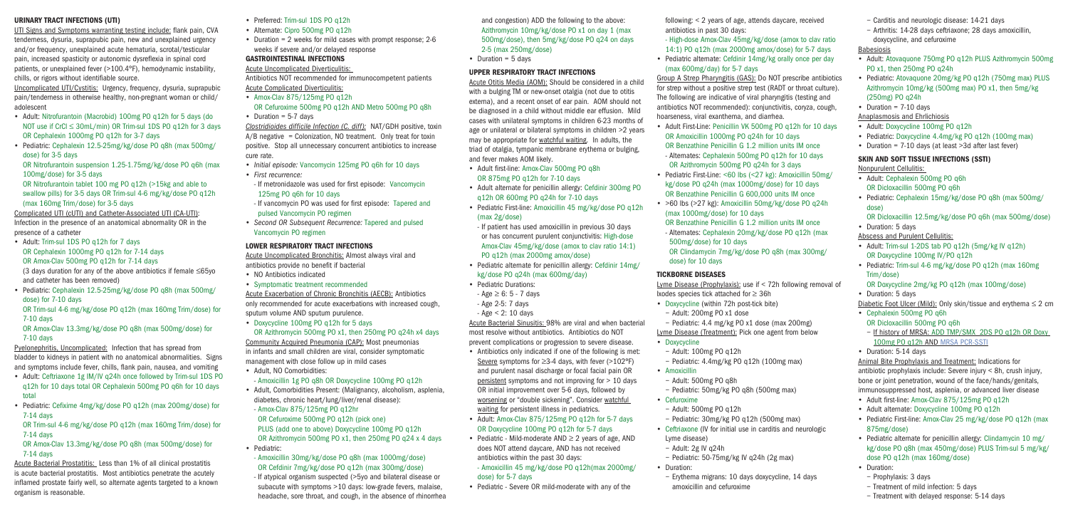## URINARY TRACT INFECTIONS (UTI)

UTI Signs and Symptoms warranting testing include: flank pain, CVA tenderness, dysuria, suprapubic pain, new and unexplained urgency and/or frequency, unexplained acute hematuria, scrotal/testicular pain, increased spasticity or autonomic dysreflexia in spinal cord patients, or unexplained fever (>100.4°F), hemodynamic instability, chills, or rigors without identifiable source.

Uncomplicated UTI/Cystitis: Urgency, frequency, dysuria, suprapubic pain/tenderness in otherwise healthy, non-pregnant woman or child/adolescent

- Adult: Nitrofurantoin (Macrobid) 100mg PO q12h for 5 days (do NOT use if CrCl ≤ 30mL/min) OR Trim-sul 1DS PO q12h for 3 days OR Cephalexin 1000mg PO q12h for 3-7 days
- Pediatric: Cephalexin 12.5-25mg/kg/dose PO q8h (max 500mg/dose) for 3-5 days
  OR Nitrofurantoin suspension 1.25-1.75mg/kg/dose PO q6h (max 100mg/dose) for 3-5 days
  OR Nitrofurantoin tablet 100 mg PO q12h (>15kg and able to swallow pills) for 3-5 days OR Trim-sul 4-6 mg/kg/dose PO q12h (max 160mg Trim/dose) for 3-5 days

Complicated UTI (cUTI) and Catheter-Associated UTI (CA-UTI): Infection in the presence of an anatomical abnormality OR in the presence of a catheter

- Adult: Trim-sul 1DS PO q12h for 7 days
  OR Cephalexin 1000mg PO q12h for 7-14 days
  OR Amox-Clav 500mg PO q12h for 7-14 days
  (3 days duration for any of the above antibiotics if female ≤65yo and catheter has been removed)
- Pediatric: Cephalexin 12.5-25mg/kg/dose PO q8h (max 500mg/dose) for 7-10 days
  OR Trim-sul 4-6 mg/kg/dose PO q12h (max 160mg Trim/dose) for 7-10 days
  OR Amox-Clav 13.3mg/kg/dose PO q8h (max 500mg/dose) for 7-10 days

Pyelonephritis, Uncomplicated: Infection that has spread from bladder to kidneys in patient with no anatomical abnormalities. Signs and symptoms include fever, chills, flank pain, nausea, and vomiting

- Adult: Ceftriaxone 1g IM/IV q24h once followed by Trim-sul 1DS PO q12h for 10 days total OR Cephalexin 500mg PO q6h for 10 days total
- Pediatric: Cefixime 4mg/kg/dose PO q12h (max 200mg/dose) for 7-14 days
  OR Trim-sul 4-6 mg/kg/dose PO q12h (max 160mg Trim/dose) for 7-14 days
  OR Amox-Clav 13.3mg/kg/dose PO q8h (max 500mg/dose) for 7-14 days

Acute Bacterial Prostatitis: Less than 1% of all clinical prostatitis is acute bacterial prostatitis. Most antibiotics penetrate the acutely inflamed prostate fairly well, so alternate agents targeted to a known organism is reasonable.

- Preferred: Trim-sul 1DS PO q12h
- Alternate: Cipro 500mg PO q12h
- Duration = 2 weeks for mild cases with prompt response; 2-6 weeks if severe and/or delayed response

## GASTROINTESTINAL INFECTIONS

Acute Uncomplicated Diverticulitis:
Antibiotics NOT recommended for immunocompetent patients

Acute Complicated Diverticulitis:

- Amox-Clav 875/125mg PO q12h
  OR Cefuroxime 500mg PO q12h AND Metro 500mg PO q8h
- Duration = 5-7 days

*Clostridioides difficile Infection (C. diff):* NAT/GDH positive, toxin A/B negative = Colonization, NO treatment. Only treat for toxin positive. Stop all unnecessary concurrent antibiotics to increase cure rate.

- *Initial episode:* Vancomycin 125mg PO q6h for 10 days
- *First recurrence:*
  - If metronidazole was used for first episode: Vancomycin 125mg PO q6h for 10 days
  - If vancomycin PO was used for first episode: Tapered and pulsed Vancomycin PO regimen
- *Second OR Subsequent Recurrence:* Tapered and pulsed Vancomycin PO regimen

## LOWER RESPIRATORY TRACT INFECTIONS

Acute Uncomplicated Bronchitis: Almost always viral and antibiotics provide no benefit if bacterial

- NO Antibiotics indicated
- Symptomatic treatment recommended

Acute Exacerbation of Chronic Bronchitis (AECB): Antibiotics only recommended for acute exacerbations with increased cough, sputum volume AND sputum purulence.

- Doxycycline 100mg PO q12h for 5 days
  OR Azithromycin 500mg PO x1, then 250mg PO q24h x4 days

Community Acquired Pneumonia (CAP): Most pneumonias in infants and small children are viral, consider symptomatic management with close follow up in mild cases

- Adult, NO Comorbidities:
  - Amoxicillin 1g PO q8h OR Doxycycline 100mg PO q12h
- Adult, Comorbidities Present: (Malignancy, alcoholism, asplenia, diabetes, chronic heart/lung/liver/renal disease):
  - Amox-Clav 875/125mg PO q12hr
    OR Cefuroxime 500mg PO q12h (pick one)
    PLUS (add one to above) Doxycycline 100mg PO q12h
    OR Azithromycin 500mg PO x1, then 250mg PO q24 x 4 days
- Pediatric:
  - Amoxicillin 30mg/kg/dose PO q8h (max 1000mg/dose)
    OR Cefdinir 7mg/kg/dose PO q12h (max 300mg/dose)
  - If atypical organism suspected (>5yo and bilateral disease or subacute with symptoms >10 days: low-grade fevers, malaise, headache, sore throat, and cough, in the absence of rhinorrhea and congestion) ADD the following to the above:
    Azithromycin 10mg/kg/dose PO x1 on day 1 (max 500mg/dose), then 5mg/kg/dose PO q24 on days 2-5 (max 250mg/dose)
- Duration = 5 days

## UPPER RESPIRATORY TRACT INFECTIONS

Acute Otitis Media (AOM): Should be considered in a child with a bulging TM or new-onset otalgia (not due to otitis externa), and a recent onset of ear pain. AOM should not be diagnosed in a child without middle ear effusion. Mild cases with unilateral symptoms in children 6-23 months of age or unilateral or bilateral symptoms in children >2 years may be appropriate for watchful waiting. In adults, the triad of otalgia, tympanic membrane erythema or bulging, and fever makes AOM likely.

- Adult first-line: Amox-Clav 500mg PO q8h
  OR 875mg PO q12h for 7-10 days
- Adult alternate for penicillin allergy: Cefdinir 300mg PO q12h OR 600mg PO q24h for 7-10 days
- Pediatric First-line: Amoxicillin 45 mg/kg/dose PO q12h (max 2g/dose)
  - If patient has used amoxicillin in previous 30 days or has concurrent purulent conjunctivitis: High-dose Amox-Clav 45mg/kg/dose (amox to clav ratio 14:1) PO q12h (max 2000mg amox/dose)
- Pediatric alternate for penicillin allergy: Cefdinir 14mg/kg/dose PO q24h (max 600mg/day)
- Pediatric Durations:
  - Age ≥ 6: 5 - 7 days
  - Age 2-5: 7 days
  - Age < 2: 10 days

Acute Bacterial Sinusitis: 98% are viral and when bacterial most resolve without antibiotics. Antibiotics do NOT prevent complications or progression to severe disease.

- Antibiotics only indicated if one of the following is met: Severe symptoms for ≥3-4 days, with fever (>102°F) and purulent nasal discharge or focal facial pain OR persistent symptoms and not improving for > 10 days OR initial improvement over 5-6 days, followed by worsening or "double sickening". Consider watchful waiting for persistent illness in pediatrics.
- Adult: Amox-Clav 875/125mg PO q12h for 5-7 days OR Doxycycline 100mg PO q12h for 5-7 days
- Pediatric - Mild-moderate AND ≥ 2 years of age, AND does NOT attend daycare, AND has not received antibiotics within the past 30 days:
  - Amoxicillin 45 mg/kg/dose PO q12h(max 2000mg/dose) for 5-7 days
- Pediatric - Severe OR mild-moderate with any of the following: < 2 years of age, attends daycare, received antibiotics in past 30 days:
  - High-dose Amox-Clav 45mg/kg/dose (amox to clav ratio 14:1) PO q12h (max 2000mg amox/dose) for 5-7 days
- Pediatric alternate: Cefdinir 14mg/kg orally once per day (max 600mg/day) for 5-7 days

Group A Strep Pharyngitis (GAS): Do NOT prescribe antibiotics for strep without a positive strep test (RADT or throat culture). The following are indicative of viral pharyngitis (testing and antibiotics NOT recommended): conjunctivitis, coryza, cough, hoarseness, viral exanthema, and diarrhea.

- Adult First-Line: Penicillin VK 500mg PO q12h for 10 days
  OR Amoxicillin 1000mg PO q24h for 10 days
  OR Benzathine Penicillin G 1.2 million units IM once
  - Alternates: Cephalexin 500mg PO q12h for 10 days
    OR Azithromycin 500mg PO q24h for 3 days
- Pediatric First-Line: <60 lbs (<27 kg): Amoxicillin 50mg/kg/dose PO q24h (max 1000mg/dose) for 10 days
  OR Benzathine Penicillin G 600,000 units IM once
- >60 lbs (>27 kg): Amoxicillin 50mg/kg/dose PO q24h (max 1000mg/dose) for 10 days
  OR Benzathine Penicillin G 1.2 million units IM once
  - Alternates: Cephalexin 20mg/kg/dose PO q12h (max 500mg/dose) for 10 days
    OR Clindamycin 7mg/kg/dose PO q8h (max 300mg/dose) for 10 days

## TICKBORNE DISEASES

Lyme Disease (Prophylaxis): use if < 72h following removal of Ixodes species tick attached for ≥ 36h

- Doxycycline (within 72h post-tick bite)
  - Adult: 200mg PO x1 dose
  - Pediatric: 4.4 mg/kg PO x1 dose (max 200mg)

Lyme Disease (Treatment): Pick one agent from below

- Doxycycline
  - Adult: 100mg PO q12h
  - Pediatric: 4.4mg/kg PO q12h (100mg max)
- Amoxicillin
  - Adult: 500mg PO q8h
  - Pediatric: 50mg/kg PO q8h (500mg max)
- Cefuroxime
  - Adult: 500mg PO q12h
  - Pediatric: 30mg/kg PO q12h (500mg max)
- Ceftriaxone (IV for initial use in carditis and neurologic Lyme disease)
  - Adult: 2g IV q24h
  - Pediatric: 50-75mg/kg IV q24h (2g max)
- Duration:
  - Erythema migrans: 10 days doxycycline, 14 days amoxicillin and cefuroxime
  - Carditis and neurologic disease: 14-21 days
  - Arthritis: 14-28 days ceftriaxone; 28 days amoxicillin, doxycycline, and cefuroxime

Babesiosis

- Adult: Atovaquone 750mg PO q12h PLUS Azithromycin 500mg PO x1, then 250mg PO q24h
- Pediatric: Atovaquone 20mg/kg PO q12h (750mg max) PLUS Azithromycin 10mg/kg (500mg max) PO x1, then 5mg/kg (250mg) PO q24h
- Duration = 7-10 days

Anaplasmosis and Ehrlichiosis

- Adult: Doxycycline 100mg PO q12h
- Pediatric: Doxycycline 4.4mg/kg PO q12h (100mg max)
- Duration = 7-10 days (at least >3d after last fever)

## SKIN AND SOFT TISSUE INFECTIONS (SSTI)

Nonpurulent Cellulitis:

- Adult: Cephalexin 500mg PO q6h
  OR Dicloxacillin 500mg PO q6h
- Pediatric: Cephalexin 15mg/kg/dose PO q8h (max 500mg/dose)
  OR Dicloxacillin 12.5mg/kg/dose PO q6h (max 500mg/dose)
- Duration: 5 days

Abscess and Purulent Cellulitis:

- Adult: Trim-sul 1-2DS tab PO q12h (5mg/kg IV q12h)
  OR Doxycycline 100mg IV/PO q12h
- Pediatric: Trim-sul 4-6 mg/kg/dose PO q12h (max 160mg Trim/dose)
  OR Doxycycline 2mg/kg PO q12h (max 100mg/dose)
- Duration: 5 days

Diabetic Foot Ulcer (Mild): Only skin/tissue and erythema ≤ 2 cm

- Cephalexin 500mg PO q6h
  OR Dicloxacillin 500mg PO q6h
  - If history of MRSA: ADD TMP/SMX 2DS PO q12h OR Doxy 100mg PO q12h AND MRSA PCR-SSTI
- Duration: 5-14 days

Animal Bite Prophylaxis and Treatment: Indications for antibiotic prophylaxis include: Severe injury < 8h, crush injury, bone or joint penetration, wound of the face/hands/genitals, immunosuppressed host, asplenia, or advanced liver disease

- Adult first-line: Amox-Clav 875/125mg PO q12h
- Adult alternate: Doxycycline 100mg PO q12h
- Pediatric First-line: Amox-Clav 25 mg/kg/dose PO q12h (max 875mg/dose)
- Pediatric alternate for penicillin allergy: Clindamycin 10 mg/kg/dose PO q8h (max 450mg/dose) PLUS Trim-sul 5 mg/kg/dose PO q12h (max 160mg/dose)
- Duration:
  - Prophylaxis: 3 days
  - Treatment of mild infection: 5 days
  - Treatment with delayed response: 5-14 days